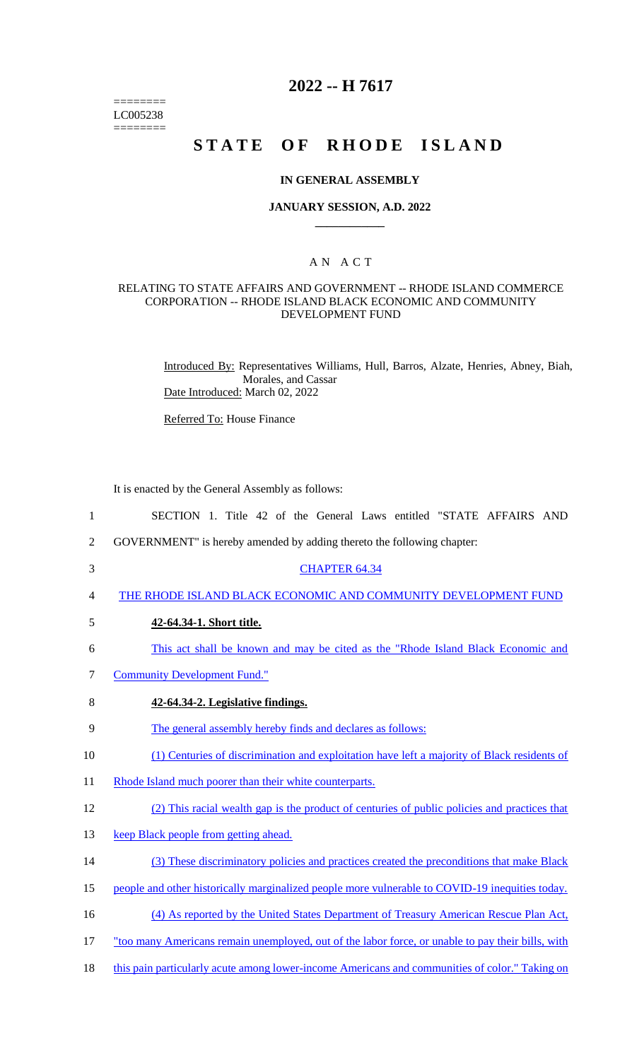========
LC005238
========

# 2022 -- H 7617

# STATE OF RHODE ISLAND

## IN GENERAL ASSEMBLY

### JANUARY SESSION, A.D. 2022

## A N A C T

### RELATING TO STATE AFFAIRS AND GOVERNMENT -- RHODE ISLAND COMMERCE CORPORATION -- RHODE ISLAND BLACK ECONOMIC AND COMMUNITY DEVELOPMENT FUND

Introduced By: Representatives Williams, Hull, Barros, Alzate, Henries, Abney, Biah, Morales, and Cassar

Date Introduced: March 02, 2022

Referred To: House Finance

It is enacted by the General Assembly as follows:

1 SECTION 1. Title 42 of the General Laws entitled "STATE AFFAIRS AND
2 GOVERNMENT" is hereby amended by adding thereto the following chapter:

3 CHAPTER 64.34

4 THE RHODE ISLAND BLACK ECONOMIC AND COMMUNITY DEVELOPMENT FUND

5 **42-64.34-1. Short title.**

6 This act shall be known and may be cited as the "Rhode Island Black Economic and
7 Community Development Fund."

8 **42-64.34-2. Legislative findings.**

9 The general assembly hereby finds and declares as follows:

10 (1) Centuries of discrimination and exploitation have left a majority of Black residents of
11 Rhode Island much poorer than their white counterparts.

12 (2) This racial wealth gap is the product of centuries of public policies and practices that
13 keep Black people from getting ahead.

14 (3) These discriminatory policies and practices created the preconditions that make Black
15 people and other historically marginalized people more vulnerable to COVID-19 inequities today.

16 (4) As reported by the United States Department of Treasury American Rescue Plan Act,
17 "too many Americans remain unemployed, out of the labor force, or unable to pay their bills, with
18 this pain particularly acute among lower-income Americans and communities of color." Taking on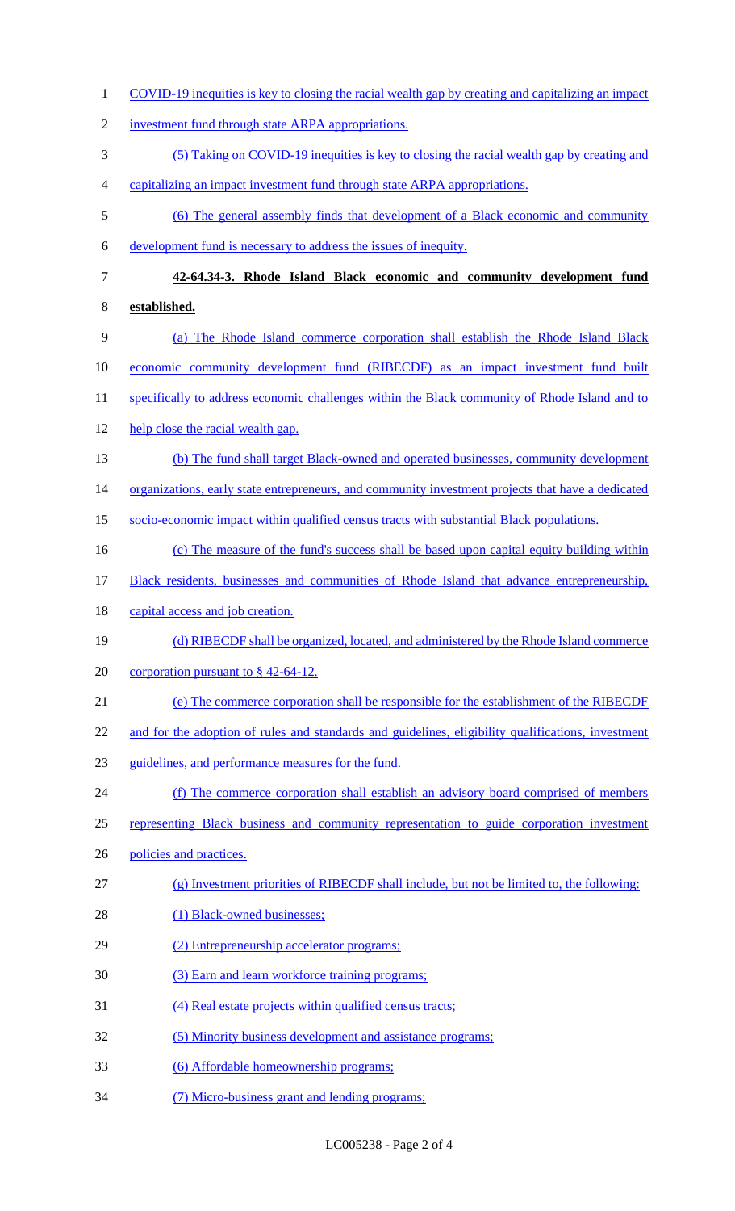COVID-19 inequities is key to closing the racial wealth gap by creating and capitalizing an impact investment fund through state ARPA appropriations.

(5) Taking on COVID-19 inequities is key to closing the racial wealth gap by creating and capitalizing an impact investment fund through state ARPA appropriations.

(6) The general assembly finds that development of a Black economic and community development fund is necessary to address the issues of inequity.

**42-64.34-3. Rhode Island Black economic and community development fund established.**

(a) The Rhode Island commerce corporation shall establish the Rhode Island Black economic community development fund (RIBECDF) as an impact investment fund built specifically to address economic challenges within the Black community of Rhode Island and to help close the racial wealth gap.

(b) The fund shall target Black-owned and operated businesses, community development organizations, early state entrepreneurs, and community investment projects that have a dedicated socio-economic impact within qualified census tracts with substantial Black populations.

(c) The measure of the fund's success shall be based upon capital equity building within Black residents, businesses and communities of Rhode Island that advance entrepreneurship, capital access and job creation.

(d) RIBECDF shall be organized, located, and administered by the Rhode Island commerce corporation pursuant to § 42-64-12.

(e) The commerce corporation shall be responsible for the establishment of the RIBECDF and for the adoption of rules and standards and guidelines, eligibility qualifications, investment guidelines, and performance measures for the fund.

(f) The commerce corporation shall establish an advisory board comprised of members representing Black business and community representation to guide corporation investment policies and practices.

(g) Investment priorities of RIBECDF shall include, but not be limited to, the following:

(1) Black-owned businesses;

(2) Entrepreneurship accelerator programs;

(3) Earn and learn workforce training programs;

(4) Real estate projects within qualified census tracts;

(5) Minority business development and assistance programs;

(6) Affordable homeownership programs;

(7) Micro-business grant and lending programs;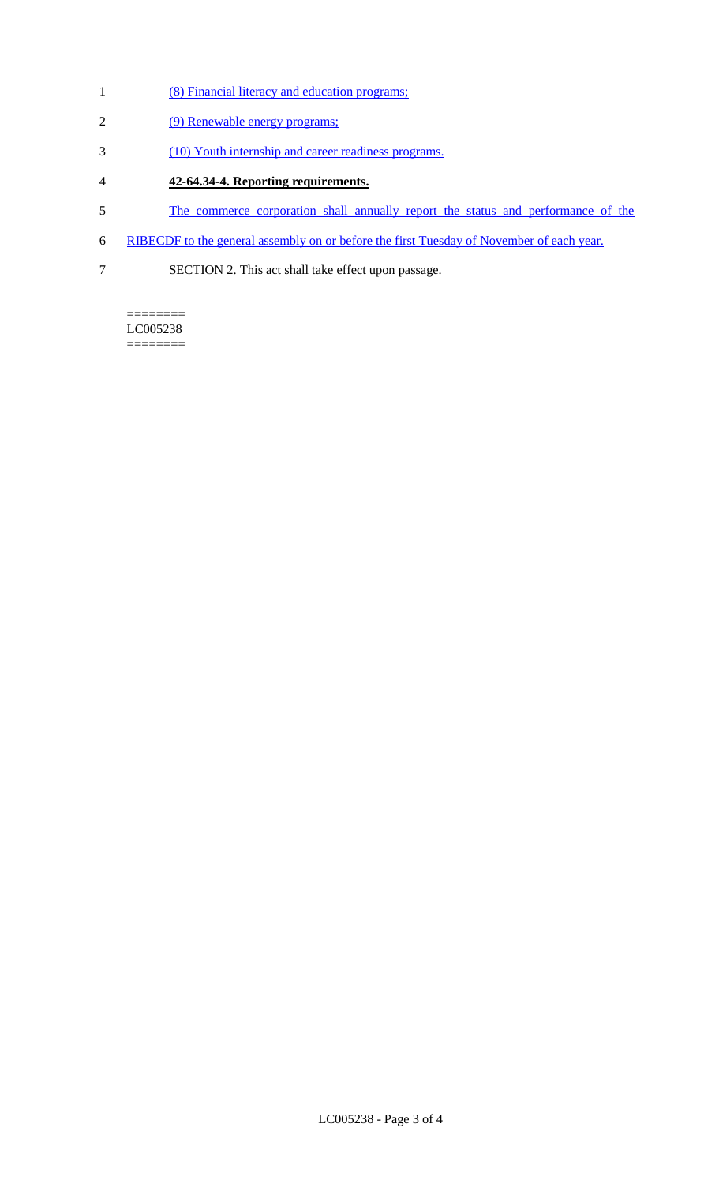(8) Financial literacy and education programs;

(9) Renewable energy programs;

(10) Youth internship and career readiness programs.

**42-64.34-4. Reporting requirements.**

The commerce corporation shall annually report the status and performance of the RIBECDF to the general assembly on or before the first Tuesday of November of each year.

SECTION 2. This act shall take effect upon passage.

========
LC005238
========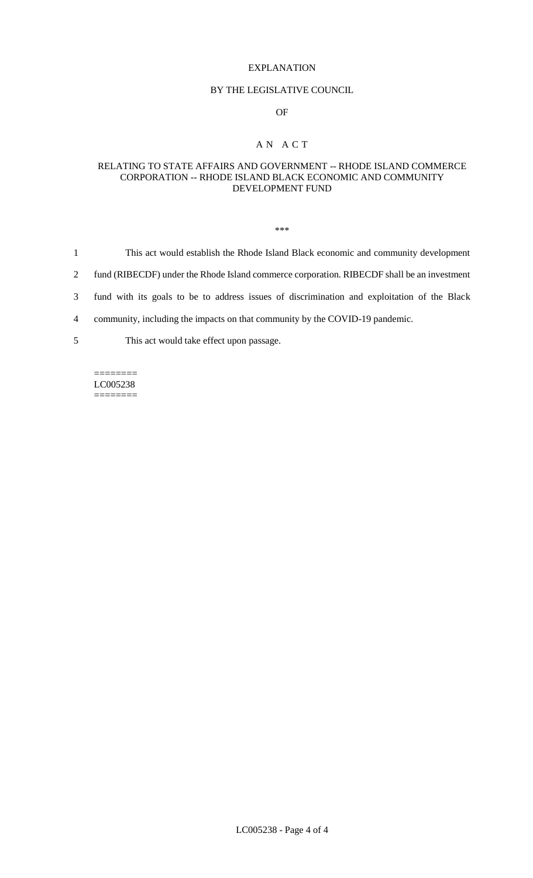EXPLANATION

BY THE LEGISLATIVE COUNCIL

OF

A N A C T

RELATING TO STATE AFFAIRS AND GOVERNMENT -- RHODE ISLAND COMMERCE CORPORATION -- RHODE ISLAND BLACK ECONOMIC AND COMMUNITY DEVELOPMENT FUND

\*\*\*

1 This act would establish the Rhode Island Black economic and community development

2 fund (RIBECDF) under the Rhode Island commerce corporation. RIBECDF shall be an investment

3 fund with its goals to be to address issues of discrimination and exploitation of the Black

4 community, including the impacts on that community by the COVID-19 pandemic.

5 This act would take effect upon passage.

========
LC005238
========